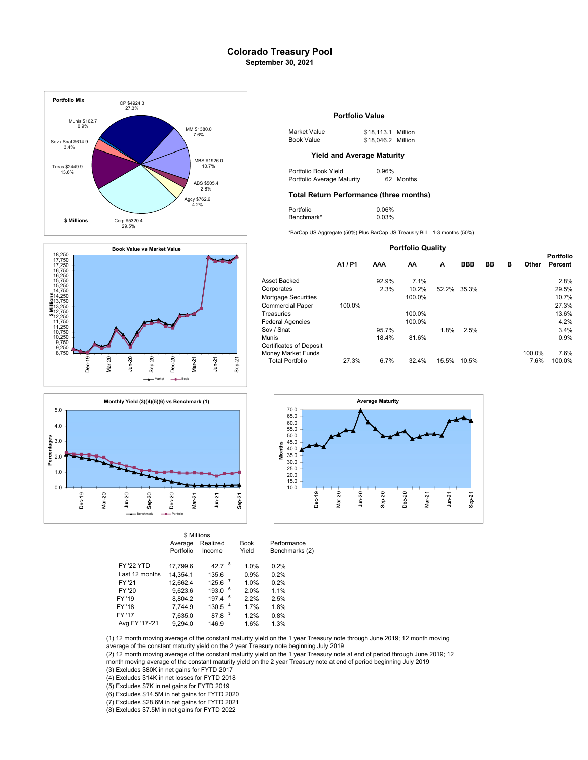# Colorado Treasury Pool

**September 30, 2021**

**Portfolio Mix**

| Category | $ Millions | Percent |
|---|---|---|
| CP | $4924.3 | 27.3% |
| MM | $1380.0 | 7.6% |
| MBS | $1926.0 | 10.7% |
| ABS | $505.4 | 2.8% |
| Agcy | $762.6 | 4.2% |
| Corp | $5320.4 | 29.5% |
| Treas | $2449.9 | 13.6% |
| Sov / Snat | $614.9 | 3.4% |
| Munis | $162.7 | 0.9% |

## Portfolio Value

| | | |
|---|---|---|
| Market Value | $18,113.1 | Million |
| Book Value | $18,046.2 | Million |

### Yield and Average Maturity

| | |
|---|---|
| Portfolio Book Yield | 0.96% |
| Portfolio Average Maturity | 62 Months |

### Total Return Performance (three months)

| | |
|---|---|
| Portfolio | 0.06% |
| Benchmark* | 0.03% |

*BarCap US Aggregate (50%) Plus BarCap US Treausry Bill – 1-3 months (50%)

### Portfolio Quality

| | A1 / P1 | AAA | AA | A | BBB | BB | B | Other | Portfolio Percent |
|---|---|---|---|---|---|---|---|---|---|
| Asset Backed | | 92.9% | 7.1% | | | | | | 2.8% |
| Corporates | | 2.3% | 10.2% | 52.2% | 35.3% | | | | 29.5% |
| Mortgage Securities | | | 100.0% | | | | | | 10.7% |
| Commercial Paper | 100.0% | | | | | | | | 27.3% |
| Treasuries | | | 100.0% | | | | | | 13.6% |
| Federal Agencies | | | 100.0% | | | | | | 4.2% |
| Sov / Snat | | 95.7% | | 1.8% | 2.5% | | | | 3.4% |
| Munis | | 18.4% | 81.6% | | | | | | 0.9% |
| Certificates of Deposit | | | | | | | | | |
| Money Market Funds | | | | | | | | 100.0% | 7.6% |
| Total Portfolio | 27.3% | 6.7% | 32.4% | 15.5% | 10.5% | | | 7.6% | 100.0% |

**Book Value vs Market Value** ($ Millions; Market, Book; Dec-19 to Sep-21)

**Monthly Yield (3)(4)(5)(6) vs Benchmark (1)** (Percentages; Benchmark, Portfolio; Dec-19 to Sep-21)

**Average Maturity** (Months; Dec-19 to Sep-21)

| | Average Portfolio ($ Millions) | Realized Income ($ Millions) | Book Yield | Performance Benchmarks (2) |
|---|---|---|---|---|
| FY '22 YTD | 17,799.6 | 42.7 [8] | 1.0% | 0.2% |
| Last 12 months | 14,354.1 | 135.6 | 0.9% | 0.2% |
| FY '21 | 12,662.4 | 125.6 [7] | 1.0% | 0.2% |
| FY '20 | 9,623.6 | 193.0 [6] | 2.0% | 1.1% |
| FY '19 | 8,804.2 | 197.4 [5] | 2.2% | 2.5% |
| FY '18 | 7,744.9 | 130.5 [4] | 1.7% | 1.8% |
| FY '17 | 7,635.0 | 87.8 [3] | 1.2% | 0.8% |
| Avg FY '17-'21 | 9,294.0 | 146.9 | 1.6% | 1.3% |

(1) 12 month moving average of the constant maturity yield on the 1 year Treasury note through June 2019; 12 month moving average of the constant maturity yield on the 2 year Treasury note beginning July 2019

(2) 12 month moving average of the constant maturity yield on the 1 year Treasury note at end of period through June 2019; 12 month moving average of the constant maturity yield on the 2 year Treasury note at end of period beginning July 2019

(3) Excludes $80K in net gains for FYTD 2017

(4) Excludes $14K in net losses for FYTD 2018

(5) Excludes $7K in net gains for FYTD 2019

(6) Excludes $14.5M in net gains for FYTD 2020

(7) Excludes $28.6M in net gains for FYTD 2021

(8) Excludes $7.5M in net gains for FYTD 2022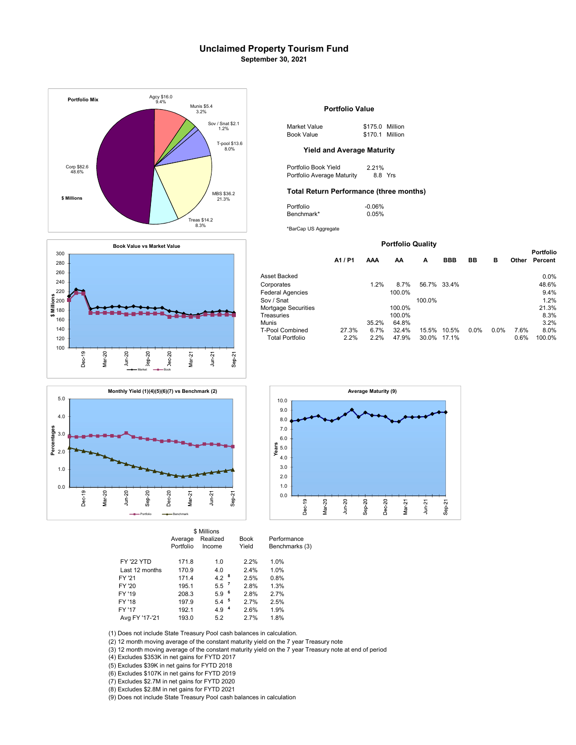# Unclaimed Property Tourism Fund

**September 30, 2021**

**Portfolio Mix**

Agcy $16.0
9.4%

Munis $5.4
3.2%

Sov / Snat $2.1
1.2%

T-pool $13.6
8.0%

MBS $36.2
21.3%

Treas $14.2
8.3%

Corp $82.6
48.6%

$ Millions

### Portfolio Value

| | | |
|---|---|---|
| Market Value | $175.0 | Million |
| Book Value | $170.1 | Million |

### Yield and Average Maturity

| | |
|---|---|
| Portfolio Book Yield | 2.21% |
| Portfolio Average Maturity | 8.8 Yrs |

### Total Return Performance (three months)

| | |
|---|---|
| Portfolio | -0.06% |
| Benchmark* | 0.05% |

*BarCap US Aggregate

**Book Value vs Market Value**

300
280
260
240
220
200
180
160
140
120
100

$ Millions

Dec-19 Mar-20 Jun-20 Sep-20 Dec-20 Mar-21 Jun-21 Sep-21

Market Book

### Portfolio Quality

| | A1 / P1 | AAA | AA | A | BBB | BB | B | Other | Portfolio Percent |
|---|---|---|---|---|---|---|---|---|---|
| Asset Backed | | | | | | | | | 0.0% |
| Corporates | | 1.2% | 8.7% | 56.7% | 33.4% | | | | 48.6% |
| Federal Agencies | | | 100.0% | | | | | | 9.4% |
| Sov / Snat | | | | 100.0% | | | | | 1.2% |
| Mortgage Securities | | | 100.0% | | | | | | 21.3% |
| Treasuries | | | 100.0% | | | | | | 8.3% |
| Munis | | 35.2% | 64.8% | | | | | | 3.2% |
| T-Pool Combined | 27.3% | 6.7% | 32.4% | 15.5% | 10.5% | 0.0% | 0.0% | 7.6% | 8.0% |
| Total Portfolio | 2.2% | 2.2% | 47.9% | 30.0% | 17.1% | | | 0.6% | 100.0% |

**Monthly Yield (1)(4)(5)(6)(7) vs Benchmark (2)**

5.0
4.0
3.0
2.0
1.0
0.0

Percentages

Dec-19 Mar-20 Jun-20 Sep-20 Dec-20 Mar-21 Jun-21 Sep-21

Portfolio Benchmark

**Average Maturity (9)**

10.0
9.0
8.0
7.0
6.0
5.0
4.0
3.0
2.0
1.0
0.0

Years

Dec-19 Mar-20 Jun-20 Sep-20 Dec-20 Mar-21 Jun-21 Sep-21

| | Average Portfolio ($ Millions) | Realized Income ($ Millions) | Book Yield | Performance Benchmarks (3) |
|---|---|---|---|---|
| FY '22 YTD | 171.8 | 1.0 | 2.2% | 1.0% |
| Last 12 months | 170.9 | 4.0 | 2.4% | 1.0% |
| FY '21 | 171.4 | 4.2 [8] | 2.5% | 0.8% |
| FY '20 | 195.1 | 5.5 [7] | 2.8% | 1.3% |
| FY '19 | 208.3 | 5.9 [6] | 2.8% | 2.7% |
| FY '18 | 197.9 | 5.4 [5] | 2.7% | 2.5% |
| FY '17 | 192.1 | 4.9 [4] | 2.6% | 1.9% |
| Avg FY '17-'21 | 193.0 | 5.2 | 2.7% | 1.8% |

(1) Does not include State Treasury Pool cash balances in calculation.
(2) 12 month moving average of the constant maturity yield on the 7 year Treasury note
(3) 12 month moving average of the constant maturity yield on the 7 year Treasury note at end of period
(4) Excludes $353K in net gains for FYTD 2017
(5) Excludes $39K in net gains for FYTD 2018
(6) Excludes $107K in net gains for FYTD 2019
(7) Excludes $2.7M in net gains for FYTD 2020
(8) Excludes $2.8M in net gains for FYTD 2021
(9) Does not include State Treasury Pool cash balances in calculation